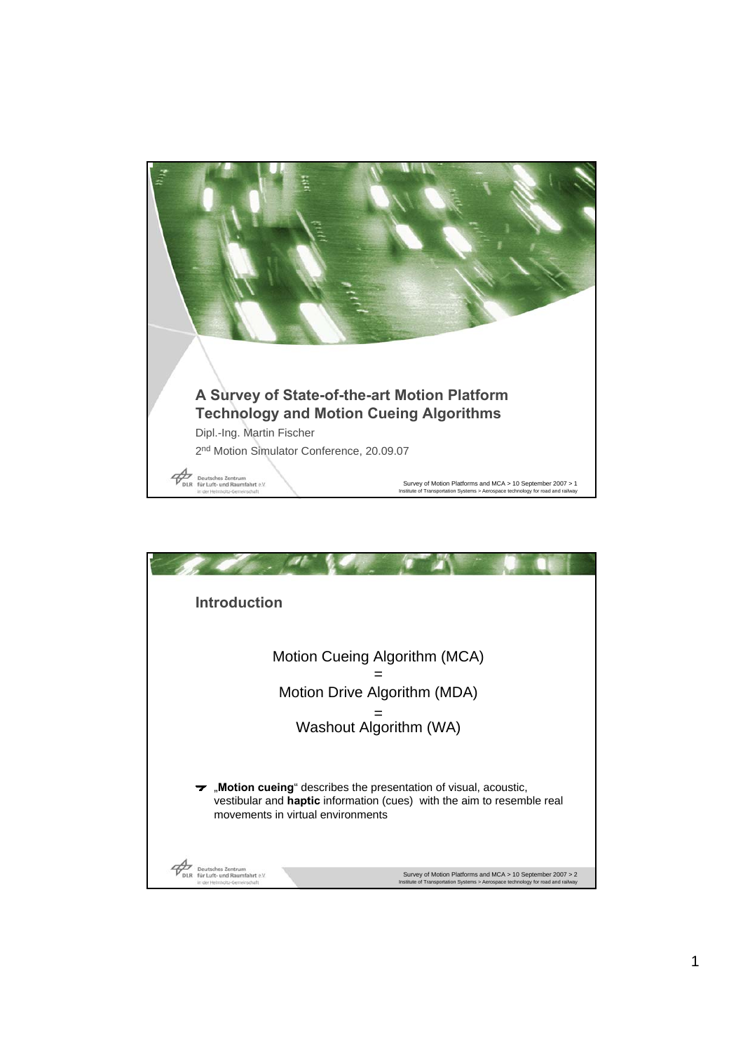# A Survey of State-of-the-art Motion Platform Technology and Motion Cueing Algorithms

Dipl.-Ing. Martin Fischer

2[nd] Motion Simulator Conference, 20.09.07

## Introduction

Motion Cueing Algorithm (MCA)

=

Motion Drive Algorithm (MDA)

=

Washout Algorithm (WA)

- „**Motion cueing**" describes the presentation of visual, acoustic, vestibular and **haptic** information (cues) with the aim to resemble real movements in virtual environments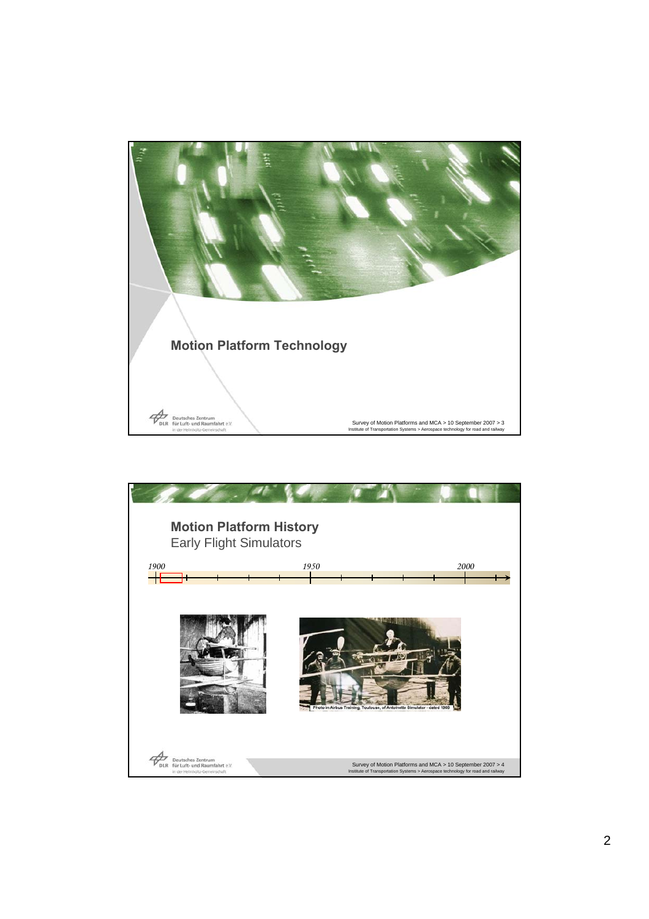## Motion Platform Technology

## Motion Platform History

Early Flight Simulators

*1900* *1950* *2000*

Photo in Airbus Training, Toulouse, of Antoinette Simulator - dated 1909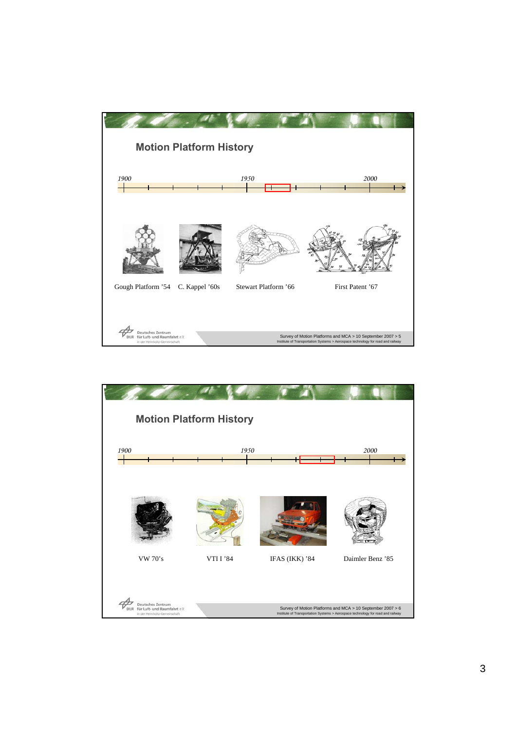## Motion Platform History

1900 — 1950 — 2000

Gough Platform '54    C. Kappel '60s    Stewart Platform '66    First Patent '67

Survey of Motion Platforms and MCA > 10 September 2007 > 5
Institute of Transportation Systems > Aerospace technology for road and railway

## Motion Platform History

1900 — 1950 — 2000

VW 70's    VTI I '84    IFAS (IKK) '84    Daimler Benz '85

Survey of Motion Platforms and MCA > 10 September 2007 > 6
Institute of Transportation Systems > Aerospace technology for road and railway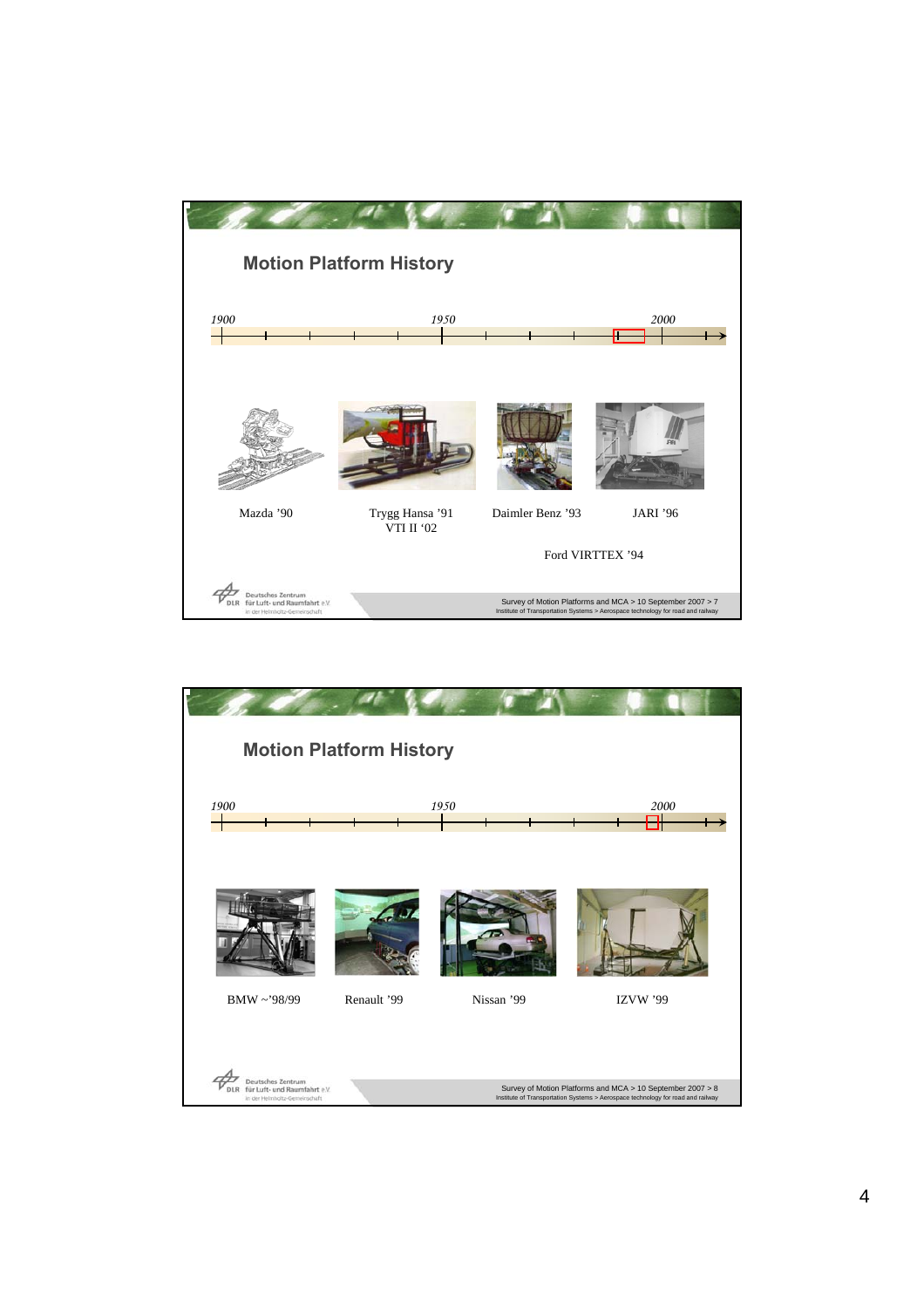## Motion Platform History

*1900* *1950* *2000*

Mazda '90

Trygg Hansa '91
VTI II '02

Daimler Benz '93

JARI '96

Ford VIRTTEX '94

## Motion Platform History

*1900* *1950* *2000*

BMW ~'98/99

Renault '99

Nissan '99

IZVW '99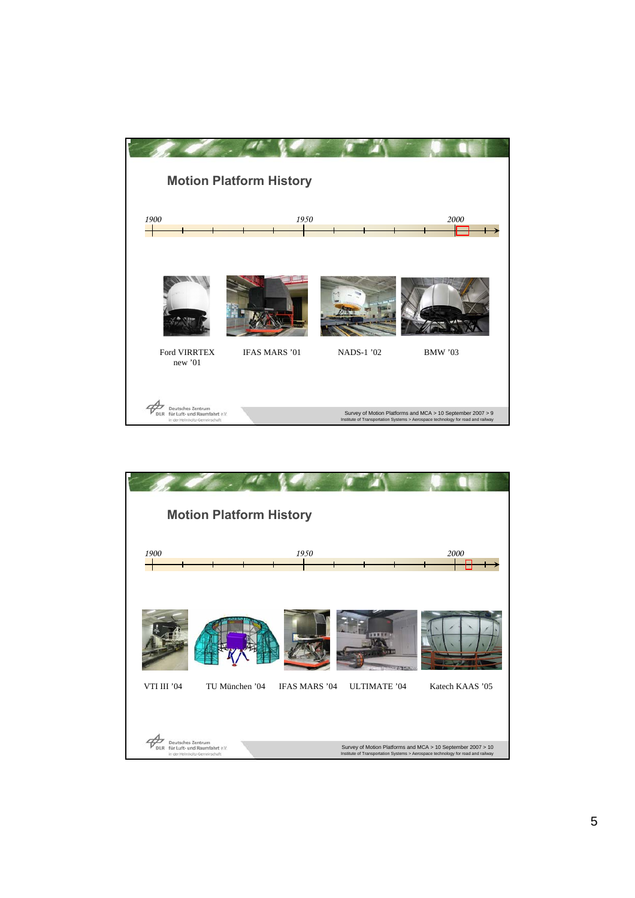## Motion Platform History

1900 — 1950 — 2000

Ford VIRRTEX new ’01

IFAS MARS ’01

NADS-1 ’02

BMW ’03

Survey of Motion Platforms and MCA > 10 September 2007 > 9
Institute of Transportation Systems > Aerospace technology for road and railway

## Motion Platform History

1900 — 1950 — 2000

VTI III ’04

TU München ’04

IFAS MARS ’04

ULTIMATE ’04

Katech KAAS ’05

Survey of Motion Platforms and MCA > 10 September 2007 > 10
Institute of Transportation Systems > Aerospace technology for road and railway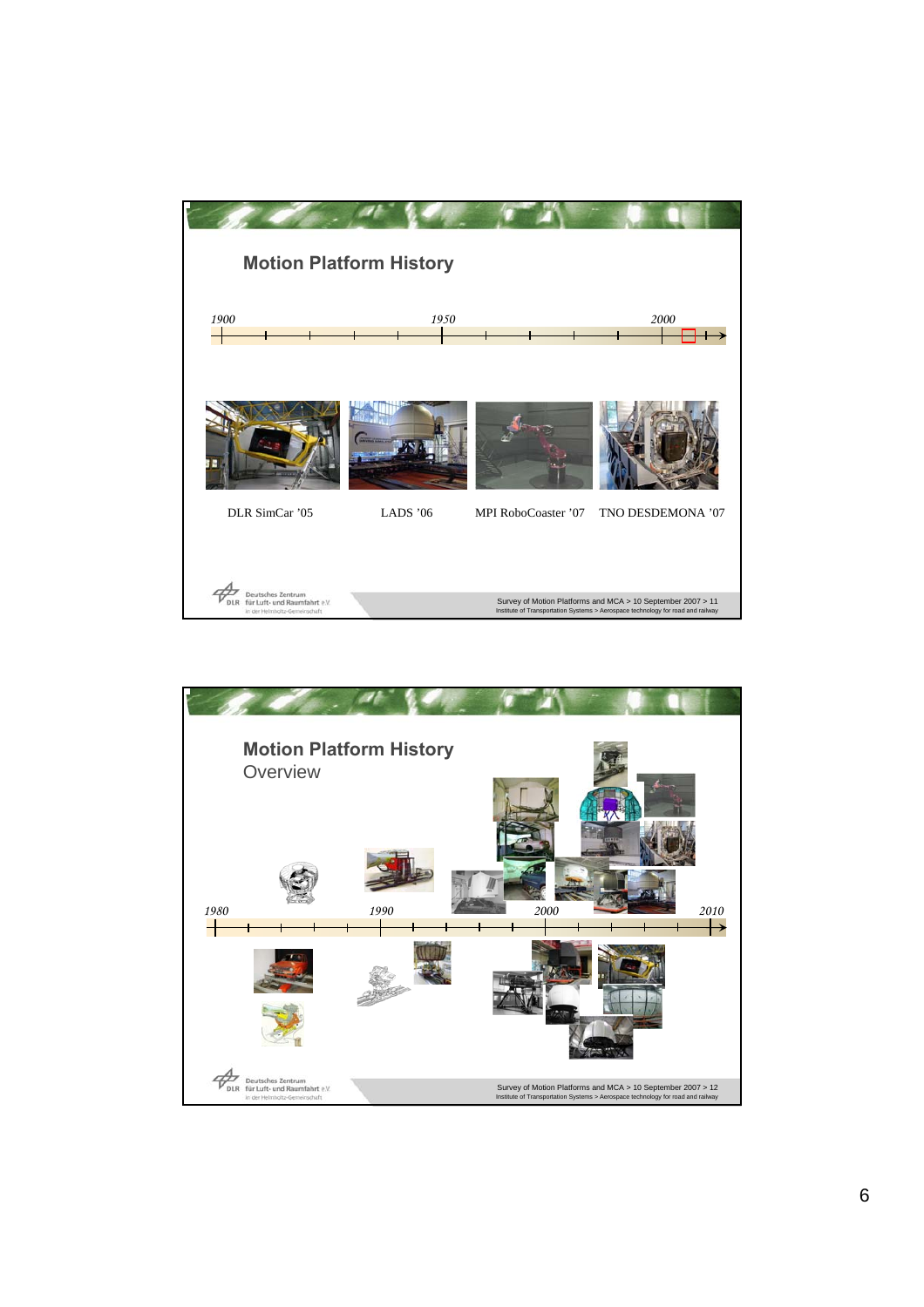## Motion Platform History

1900 | 1950 | 2000

DLR SimCar '05

LADS '06

MPI RoboCoaster '07

TNO DESDEMONA '07

Survey of Motion Platforms and MCA > 10 September 2007 > 11

## Motion Platform History

Overview

1980 | 1990 | 2000 | 2010

Survey of Motion Platforms and MCA > 10 September 2007 > 12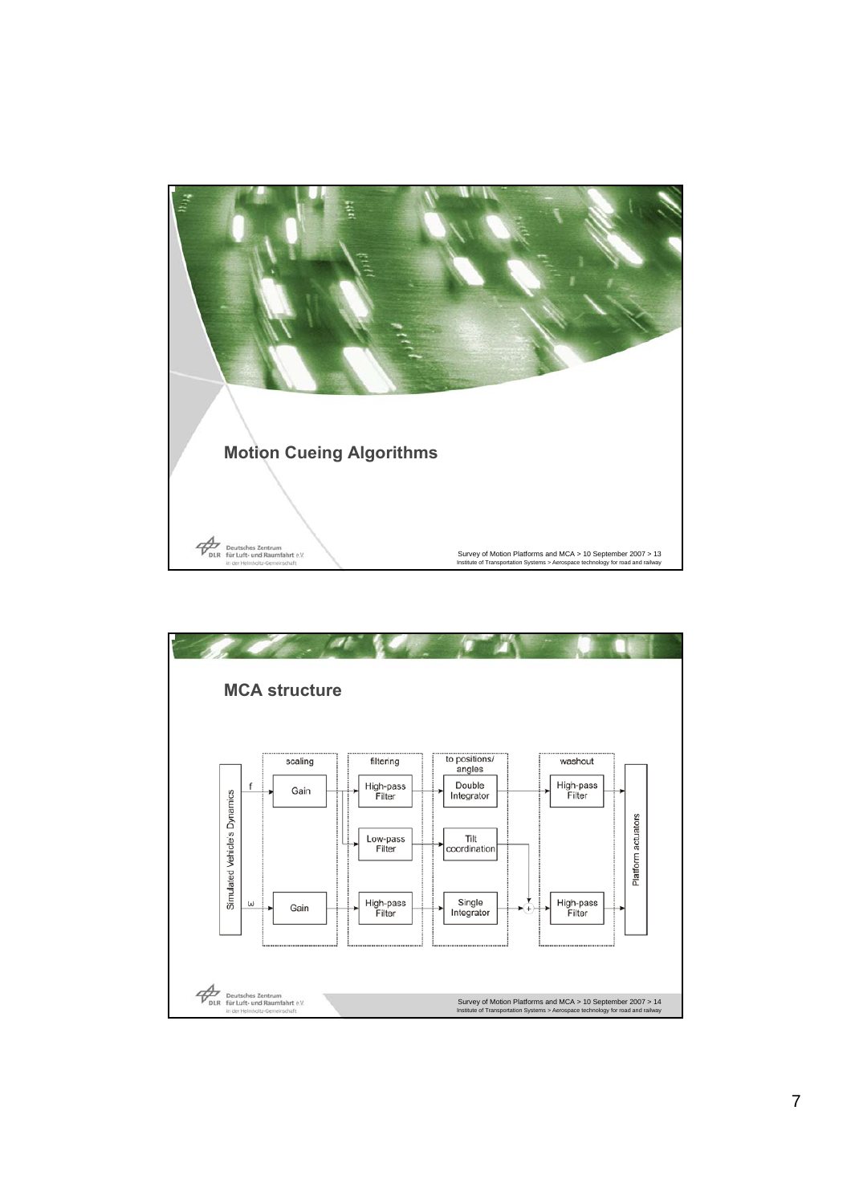# Motion Cueing Algorithms

## MCA structure

- Simulated Vehicle's Dynamics
  - f → scaling: Gain → filtering: High-pass Filter → to positions/angles: Double Integrator → washout: High-pass Filter → Platform actuators
  - f → scaling: Gain → filtering: Low-pass Filter → to positions/angles: Tilt coordination → + (summed with the ω path)
  - ω → scaling: Gain → filtering: High-pass Filter → to positions/angles: Single Integrator → + → washout: High-pass Filter → Platform actuators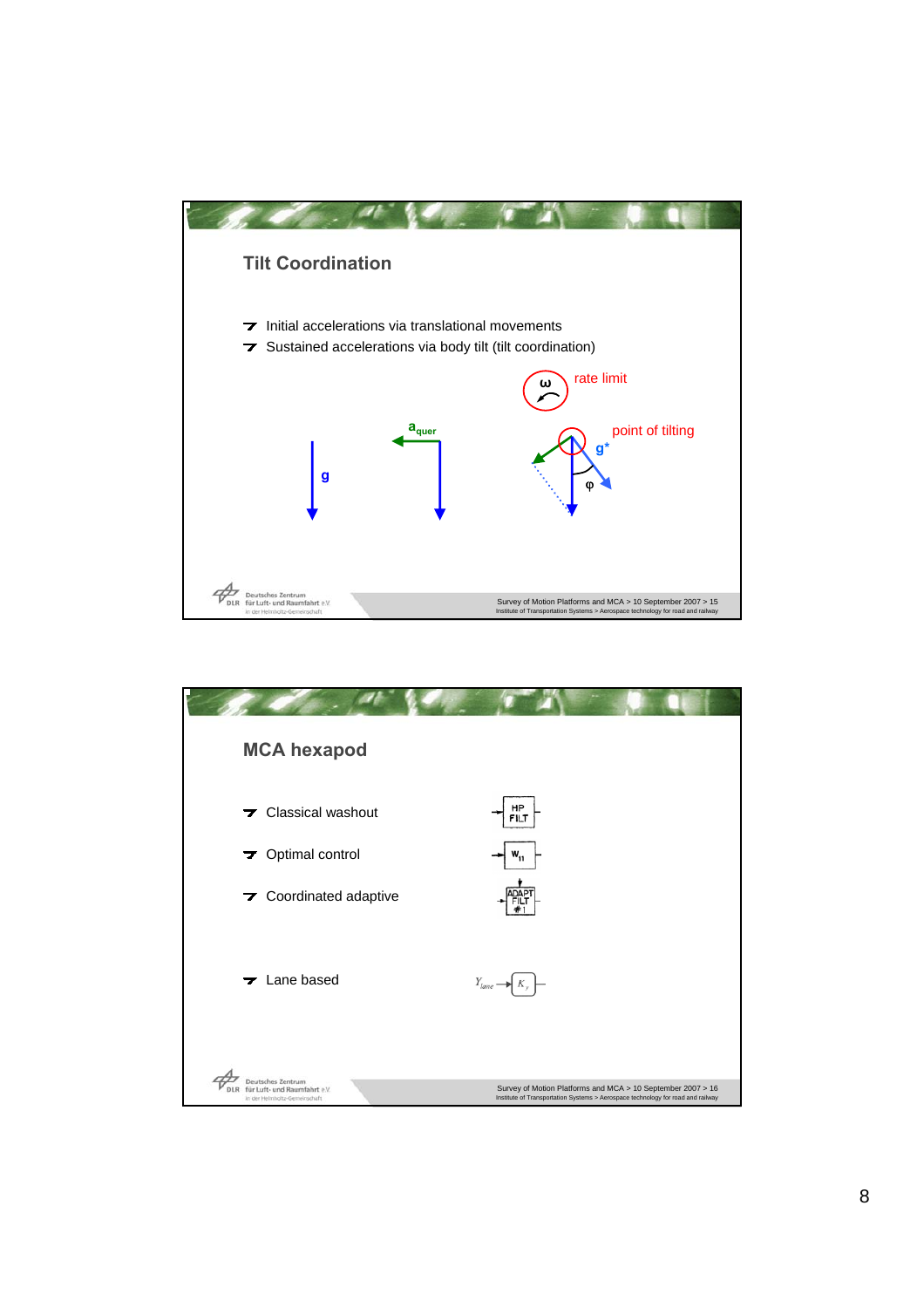## Tilt Coordination

- Initial accelerations via translational movements
- Sustained accelerations via body tilt (tilt coordination)

rate limit

point of tilting

$g$ $a_{quer}$ $g^*$ $\varphi$ $\omega$

## MCA hexapod

- Classical washout
- Optimal control
- Coordinated adaptive
- Lane based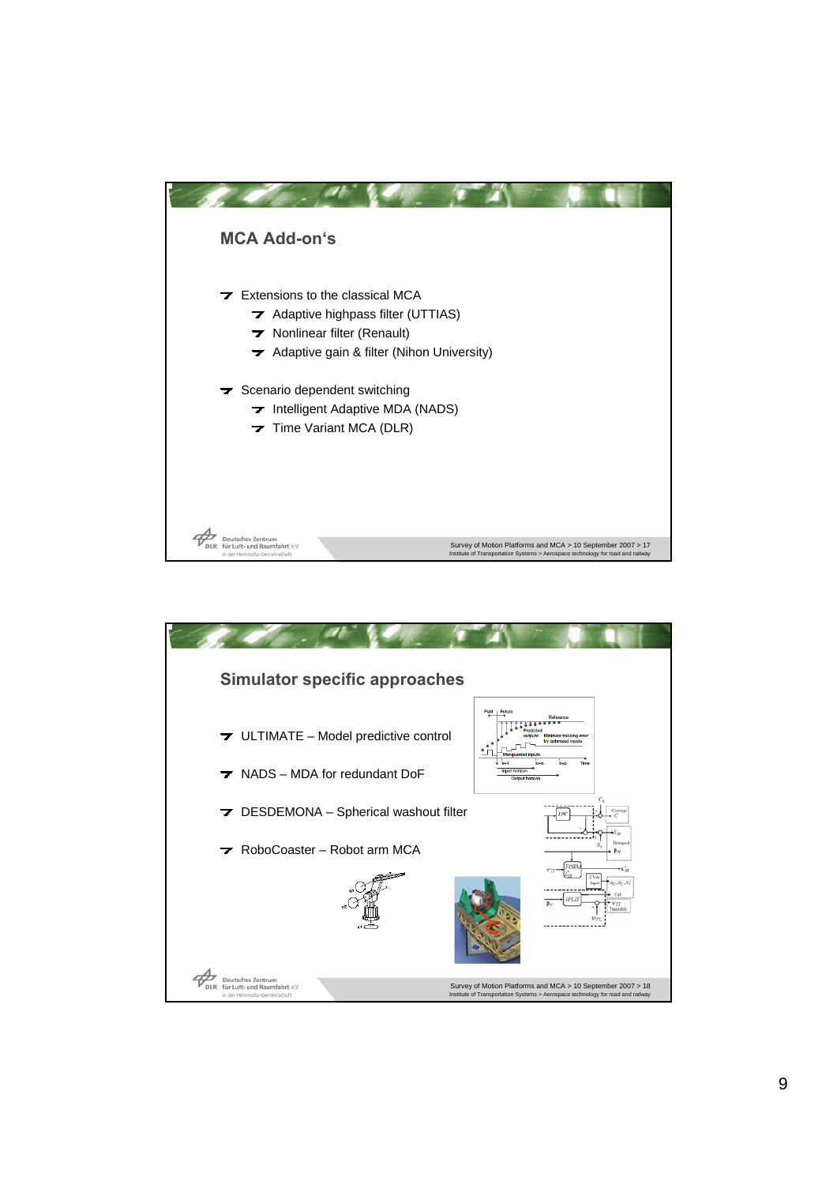## MCA Add-on's

- Extensions to the classical MCA
  - Adaptive highpass filter (UTTIAS)
  - Nonlinear filter (Renault)
  - Adaptive gain & filter (Nihon University)
- Scenario dependent switching
  - Intelligent Adaptive MDA (NADS)
  - Time Variant MCA (DLR)

## Simulator specific approaches

- ULTIMATE – Model predictive control
- NADS – MDA for redundant DoF
- DESDEMONA – Spherical washout filter
- RoboCoaster – Robot arm MCA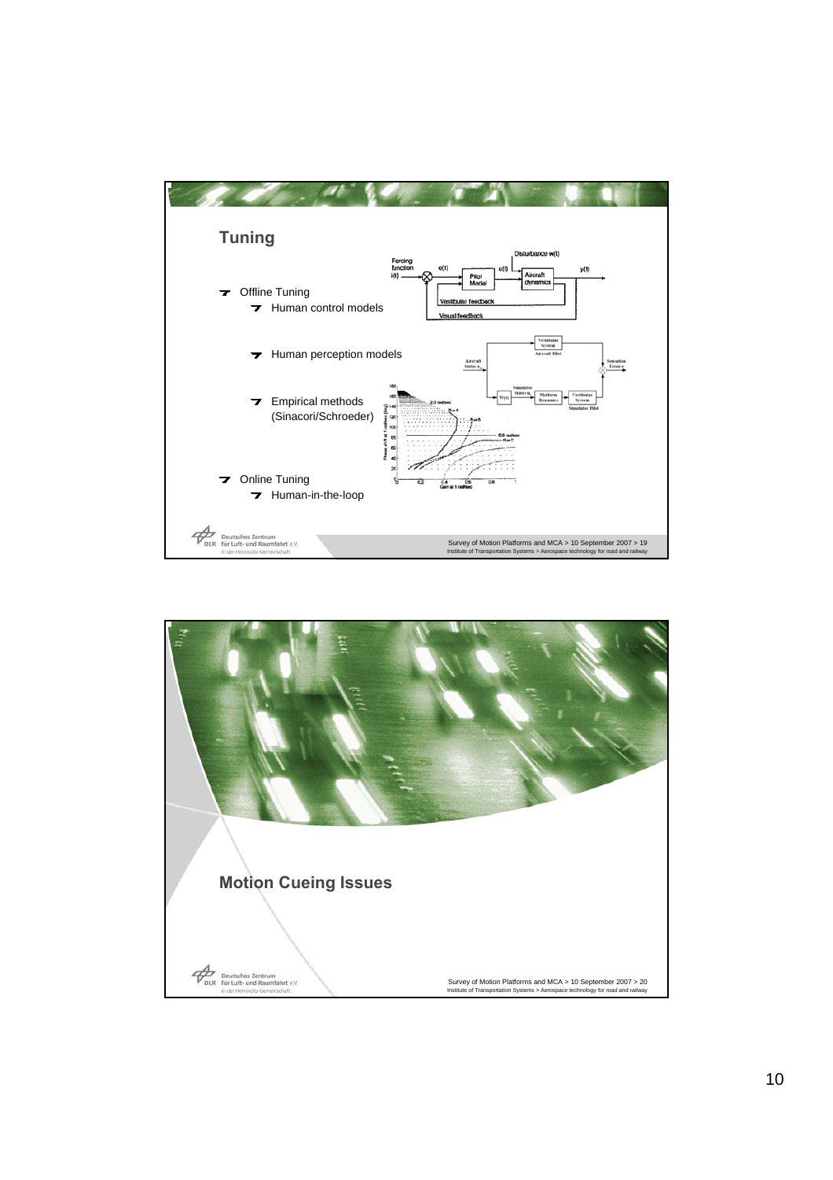## Tuning

- Offline Tuning
  - Human control models
  - Human perception models
  - Empirical methods (Sinacori/Schroeder)
- Online Tuning
  - Human-in-the-loop

## Motion Cueing Issues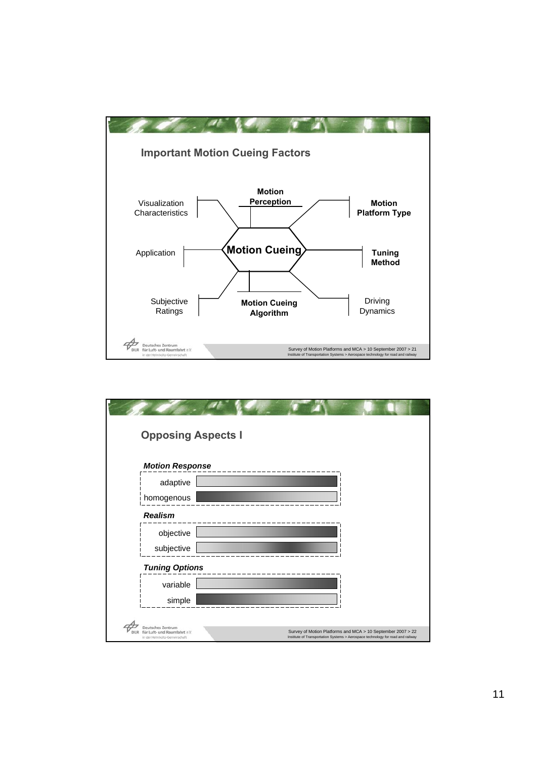## Important Motion Cueing Factors

**Motion Cueing**

- Visualization Characteristics
- **Motion Perception**
- **Motion Platform Type**
- Application
- **Tuning Method**
- Subjective Ratings
- **Motion Cueing Algorithm**
- Driving Dynamics

## Opposing Aspects I

***Motion Response***

- adaptive
- homogenous

***Realism***

- objective
- subjective

***Tuning Options***

- variable
- simple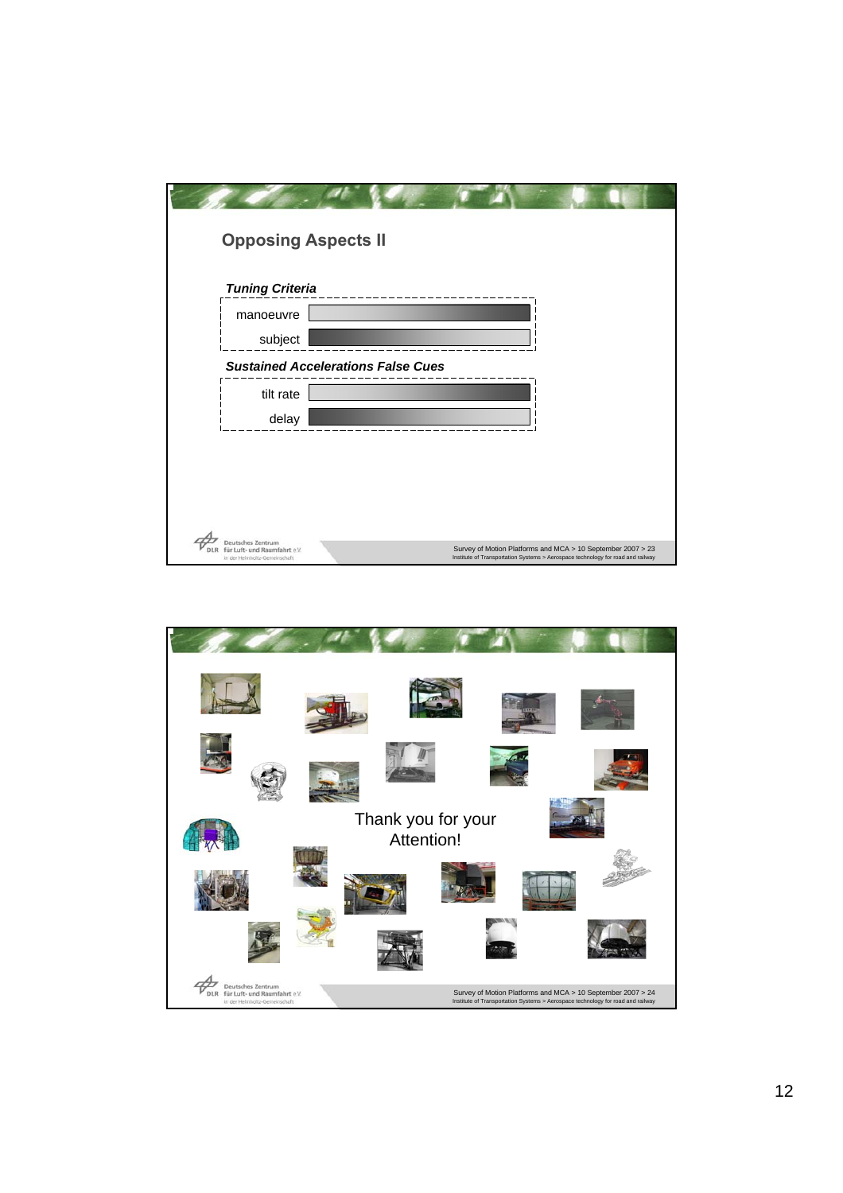## Opposing Aspects II

***Tuning Criteria***

manoeuvre

subject

***Sustained Accelerations False Cues***

tilt rate

delay

Thank you for your Attention!